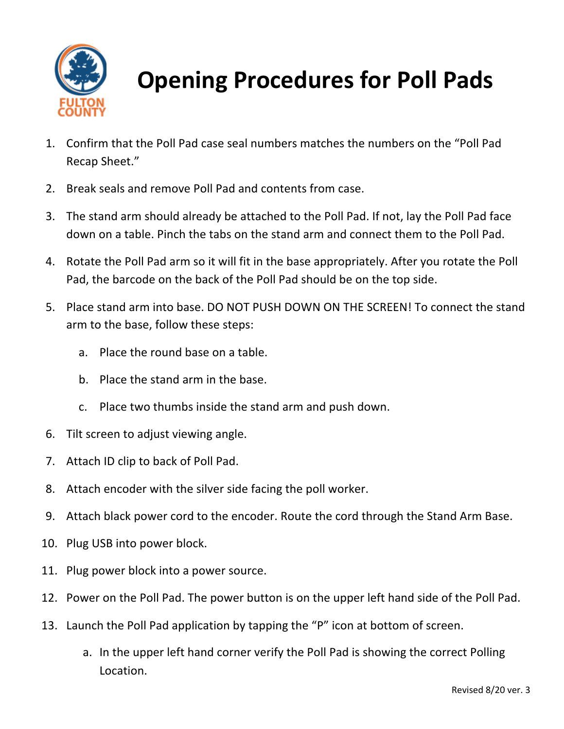# Opening Procedures for Poll Pads

1. Confirm that the Poll Pad case seal numbers matches the numbers on the "Poll Pad Recap Sheet."
2. Break seals and remove Poll Pad and contents from case.
3. The stand arm should already be attached to the Poll Pad. If not, lay the Poll Pad face down on a table. Pinch the tabs on the stand arm and connect them to the Poll Pad.
4. Rotate the Poll Pad arm so it will fit in the base appropriately. After you rotate the Poll Pad, the barcode on the back of the Poll Pad should be on the top side.
5. Place stand arm into base. DO NOT PUSH DOWN ON THE SCREEN! To connect the stand arm to the base, follow these steps:
   a. Place the round base on a table.
   b. Place the stand arm in the base.
   c. Place two thumbs inside the stand arm and push down.
6. Tilt screen to adjust viewing angle.
7. Attach ID clip to back of Poll Pad.
8. Attach encoder with the silver side facing the poll worker.
9. Attach black power cord to the encoder. Route the cord through the Stand Arm Base.
10. Plug USB into power block.
11. Plug power block into a power source.
12. Power on the Poll Pad. The power button is on the upper left hand side of the Poll Pad.
13. Launch the Poll Pad application by tapping the "P" icon at bottom of screen.
    a. In the upper left hand corner verify the Poll Pad is showing the correct Polling Location.

Revised 8/20 ver. 3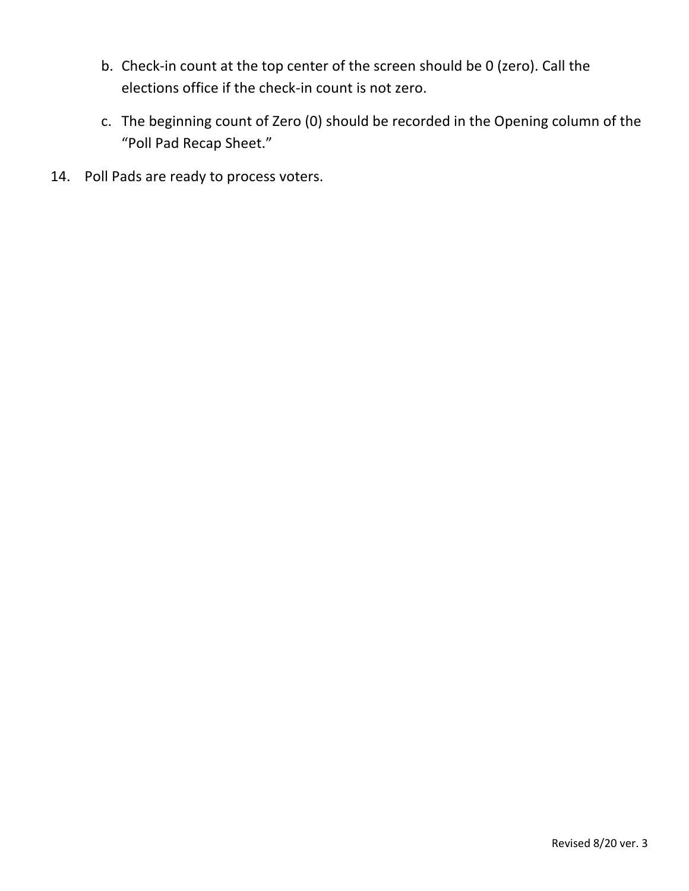b. Check-in count at the top center of the screen should be 0 (zero). Call the elections office if the check-in count is not zero.

c. The beginning count of Zero (0) should be recorded in the Opening column of the "Poll Pad Recap Sheet."

14. Poll Pads are ready to process voters.

Revised 8/20 ver. 3